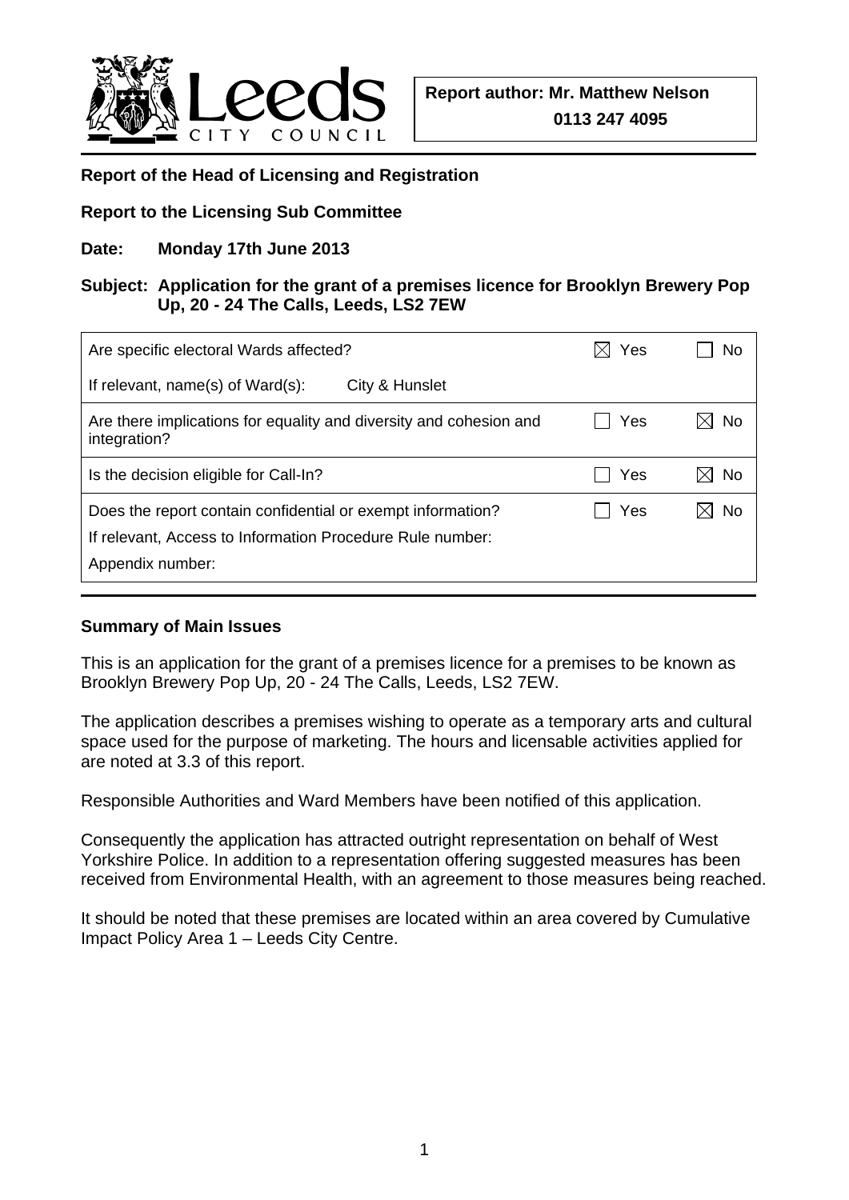Leeds CITY COUNCIL

**Report author: Mr. Matthew Nelson**
**0113 247 4095**

**Report of the Head of Licensing and Registration**

**Report to the Licensing Sub Committee**

**Date: Monday 17th June 2013**

**Subject: Application for the grant of a premises licence for Brooklyn Brewery Pop Up, 20 - 24 The Calls, Leeds, LS2 7EW**

| | | |
|---|---|---|
| Are specific electoral Wards affected? | ☒ Yes | ☐ No |
| If relevant, name(s) of Ward(s): City & Hunslet | | |
| Are there implications for equality and diversity and cohesion and integration? | ☐ Yes | ☒ No |
| Is the decision eligible for Call-In? | ☐ Yes | ☒ No |
| Does the report contain confidential or exempt information?<br>If relevant, Access to Information Procedure Rule number:<br>Appendix number: | ☐ Yes | ☒ No |

**Summary of Main Issues**

This is an application for the grant of a premises licence for a premises to be known as Brooklyn Brewery Pop Up, 20 - 24 The Calls, Leeds, LS2 7EW.

The application describes a premises wishing to operate as a temporary arts and cultural space used for the purpose of marketing. The hours and licensable activities applied for are noted at 3.3 of this report.

Responsible Authorities and Ward Members have been notified of this application.

Consequently the application has attracted outright representation on behalf of West Yorkshire Police. In addition to a representation offering suggested measures has been received from Environmental Health, with an agreement to those measures being reached.

It should be noted that these premises are located within an area covered by Cumulative Impact Policy Area 1 – Leeds City Centre.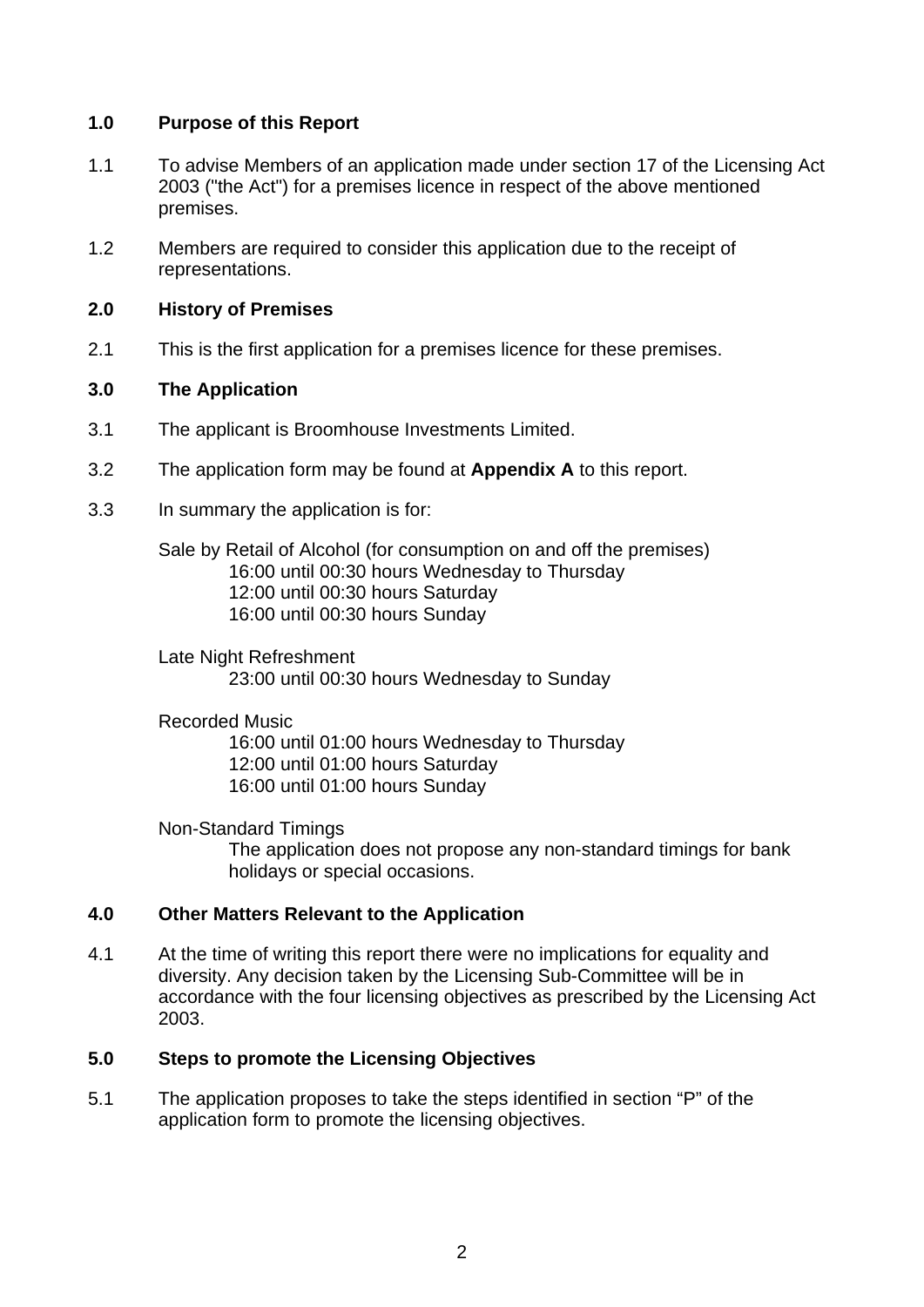## 1.0 Purpose of this Report

1.1 To advise Members of an application made under section 17 of the Licensing Act 2003 ("the Act") for a premises licence in respect of the above mentioned premises.

1.2 Members are required to consider this application due to the receipt of representations.

## 2.0 History of Premises

2.1 This is the first application for a premises licence for these premises.

## 3.0 The Application

3.1 The applicant is Broomhouse Investments Limited.

3.2 The application form may be found at **Appendix A** to this report.

3.3 In summary the application is for:

Sale by Retail of Alcohol (for consumption on and off the premises)
16:00 until 00:30 hours Wednesday to Thursday
12:00 until 00:30 hours Saturday
16:00 until 00:30 hours Sunday

Late Night Refreshment
23:00 until 00:30 hours Wednesday to Sunday

Recorded Music
16:00 until 01:00 hours Wednesday to Thursday
12:00 until 01:00 hours Saturday
16:00 until 01:00 hours Sunday

Non-Standard Timings
The application does not propose any non-standard timings for bank holidays or special occasions.

## 4.0 Other Matters Relevant to the Application

4.1 At the time of writing this report there were no implications for equality and diversity. Any decision taken by the Licensing Sub-Committee will be in accordance with the four licensing objectives as prescribed by the Licensing Act 2003.

## 5.0 Steps to promote the Licensing Objectives

5.1 The application proposes to take the steps identified in section "P" of the application form to promote the licensing objectives.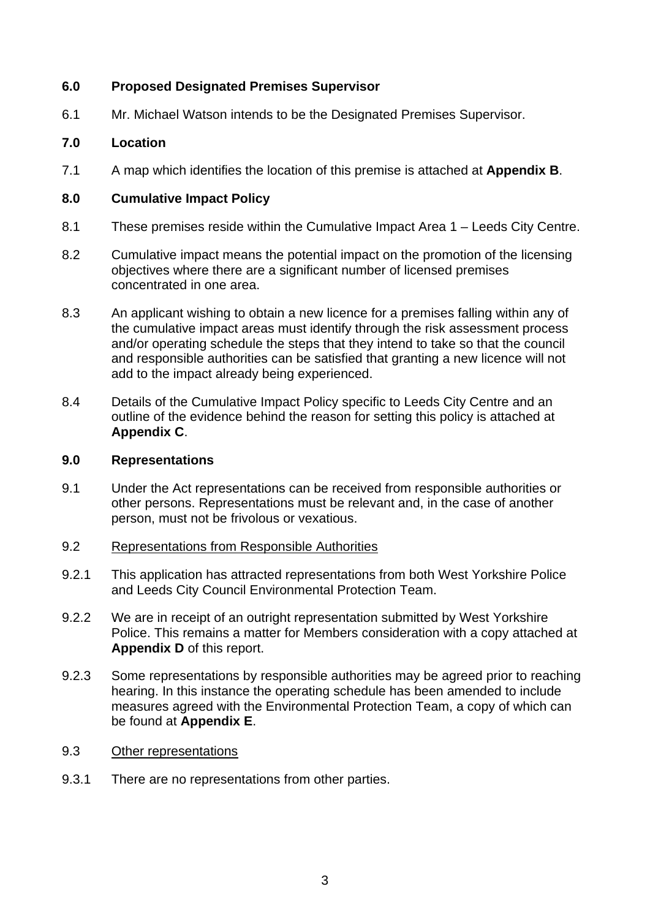## 6.0 Proposed Designated Premises Supervisor

6.1 Mr. Michael Watson intends to be the Designated Premises Supervisor.

## 7.0 Location

7.1 A map which identifies the location of this premise is attached at **Appendix B**.

## 8.0 Cumulative Impact Policy

8.1 These premises reside within the Cumulative Impact Area 1 – Leeds City Centre.

8.2 Cumulative impact means the potential impact on the promotion of the licensing objectives where there are a significant number of licensed premises concentrated in one area.

8.3 An applicant wishing to obtain a new licence for a premises falling within any of the cumulative impact areas must identify through the risk assessment process and/or operating schedule the steps that they intend to take so that the council and responsible authorities can be satisfied that granting a new licence will not add to the impact already being experienced.

8.4 Details of the Cumulative Impact Policy specific to Leeds City Centre and an outline of the evidence behind the reason for setting this policy is attached at **Appendix C**.

## 9.0 Representations

9.1 Under the Act representations can be received from responsible authorities or other persons. Representations must be relevant and, in the case of another person, must not be frivolous or vexatious.

9.2 <u>Representations from Responsible Authorities</u>

9.2.1 This application has attracted representations from both West Yorkshire Police and Leeds City Council Environmental Protection Team.

9.2.2 We are in receipt of an outright representation submitted by West Yorkshire Police. This remains a matter for Members consideration with a copy attached at **Appendix D** of this report.

9.2.3 Some representations by responsible authorities may be agreed prior to reaching hearing. In this instance the operating schedule has been amended to include measures agreed with the Environmental Protection Team, a copy of which can be found at **Appendix E**.

9.3 <u>Other representations</u>

9.3.1 There are no representations from other parties.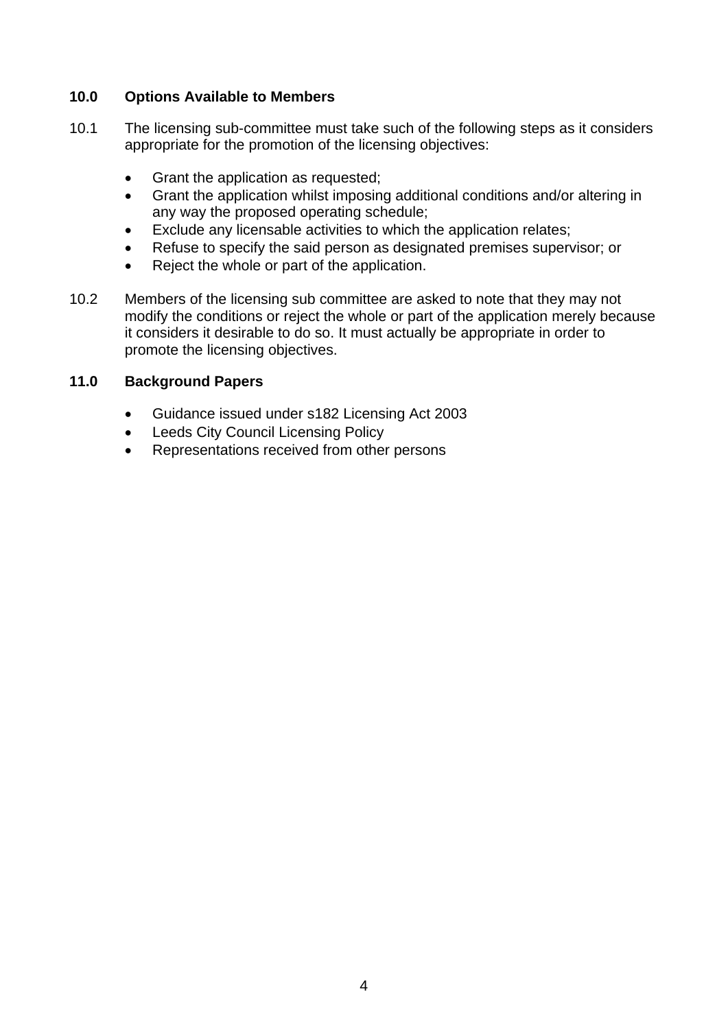## 10.0 Options Available to Members

10.1 The licensing sub-committee must take such of the following steps as it considers appropriate for the promotion of the licensing objectives:

- Grant the application as requested;
- Grant the application whilst imposing additional conditions and/or altering in any way the proposed operating schedule;
- Exclude any licensable activities to which the application relates;
- Refuse to specify the said person as designated premises supervisor; or
- Reject the whole or part of the application.

10.2 Members of the licensing sub committee are asked to note that they may not modify the conditions or reject the whole or part of the application merely because it considers it desirable to do so. It must actually be appropriate in order to promote the licensing objectives.

## 11.0 Background Papers

- Guidance issued under s182 Licensing Act 2003
- Leeds City Council Licensing Policy
- Representations received from other persons